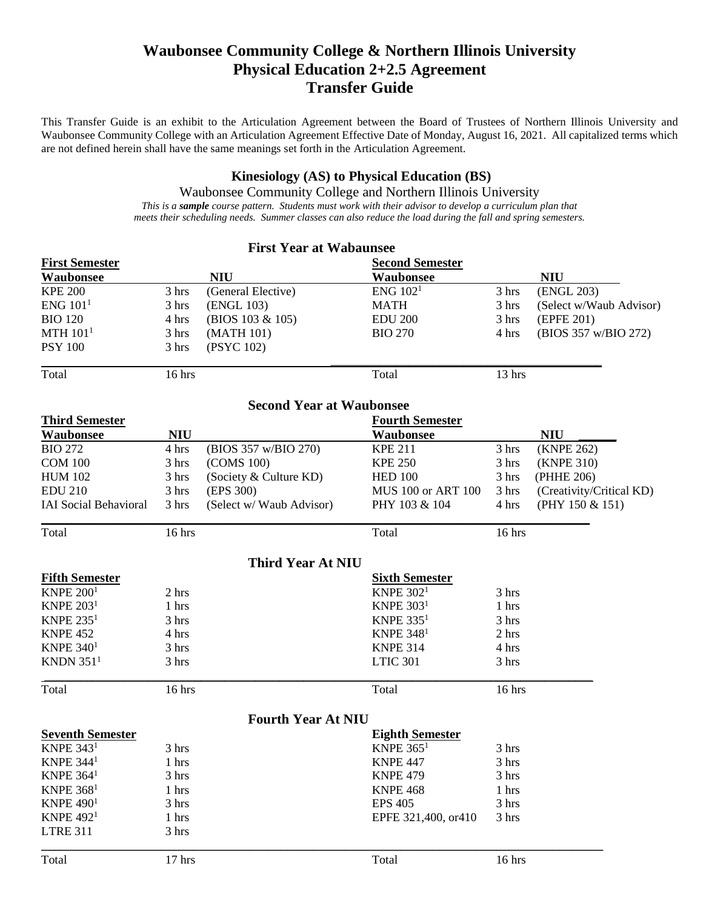# Waubonsee Community College & Northern Illinois University
# Physical Education 2+2.5 Agreement
# Transfer Guide

This Transfer Guide is an exhibit to the Articulation Agreement between the Board of Trustees of Northern Illinois University and Waubonsee Community College with an Articulation Agreement Effective Date of Monday, August 16, 2021. All capitalized terms which are not defined herein shall have the same meanings set forth in the Articulation Agreement.

### Kinesiology (AS) to Physical Education (BS)

Waubonsee Community College and Northern Illinois University

*This is a **sample** course pattern. Students must work with their advisor to develop a curriculum plan that meets their scheduling needs. Summer classes can also reduce the load during the fall and spring semesters.*

### First Year at Wabaunsee

| **First Semester** | | | **Second Semester** | | |
|---|---|---|---|---|---|
| **Waubonsee** | | **NIU** | **Waubonsee** | | **NIU** |
| KPE 200 | 3 hrs | (General Elective) | ENG 102[1] | 3 hrs | (ENGL 203) |
| ENG 101[1] | 3 hrs | (ENGL 103) | MATH | 3 hrs | (Select w/Waub Advisor) |
| BIO 120 | 4 hrs | (BIOS 103 & 105) | EDU 200 | 3 hrs | (EPFE 201) |
| MTH 101[1] | 3 hrs | (MATH 101) | BIO 270 | 4 hrs | (BIOS 357 w/BIO 272) |
| PSY 100 | 3 hrs | (PSYC 102) | | | |
| Total | 16 hrs | | Total | 13 hrs | |

### Second Year at Waubonsee

| **Third Semester** | | | **Fourth Semester** | | |
|---|---|---|---|---|---|
| **Waubonsee** | **NIU** | | **Waubonsee** | | **NIU** |
| BIO 272 | 4 hrs | (BIOS 357 w/BIO 270) | KPE 211 | 3 hrs | (KNPE 262) |
| COM 100 | 3 hrs | (COMS 100) | KPE 250 | 3 hrs | (KNPE 310) |
| HUM 102 | 3 hrs | (Society & Culture KD) | HED 100 | 3 hrs | (PHHE 206) |
| EDU 210 | 3 hrs | (EPS 300) | MUS 100 or ART 100 | 3 hrs | (Creativity/Critical KD) |
| IAI Social Behavioral | 3 hrs | (Select w/ Waub Advisor) | PHY 103 & 104 | 4 hrs | (PHY 150 & 151) |
| Total | 16 hrs | | Total | 16 hrs | |

### Third Year At NIU

| **Fifth Semester** | | **Sixth Semester** | |
|---|---|---|---|
| KNPE 200[1] | 2 hrs | KNPE 302[1] | 3 hrs |
| KNPE 203[1] | 1 hrs | KNPE 303[1] | 1 hrs |
| KNPE 235[1] | 3 hrs | KNPE 335[1] | 3 hrs |
| KNPE 452 | 4 hrs | KNPE 348[1] | 2 hrs |
| KNPE 340[1] | 3 hrs | KNPE 314 | 4 hrs |
| KNDN 351[1] | 3 hrs | LTIC 301 | 3 hrs |
| Total | 16 hrs | Total | 16 hrs |

### Fourth Year At NIU

| **Seventh Semester** | | **Eighth Semester** | |
|---|---|---|---|
| KNPE 343[1] | 3 hrs | KNPE 365[1] | 3 hrs |
| KNPE 344[1] | 1 hrs | KNPE 447 | 3 hrs |
| KNPE 364[1] | 3 hrs | KNPE 479 | 3 hrs |
| KNPE 368[1] | 1 hrs | KNPE 468 | 1 hrs |
| KNPE 490[1] | 3 hrs | EPS 405 | 3 hrs |
| KNPE 492[1] | 1 hrs | EPFE 321,400, or410 | 3 hrs |
| LTRE 311 | 3 hrs | | |
| Total | 17 hrs | Total | 16 hrs |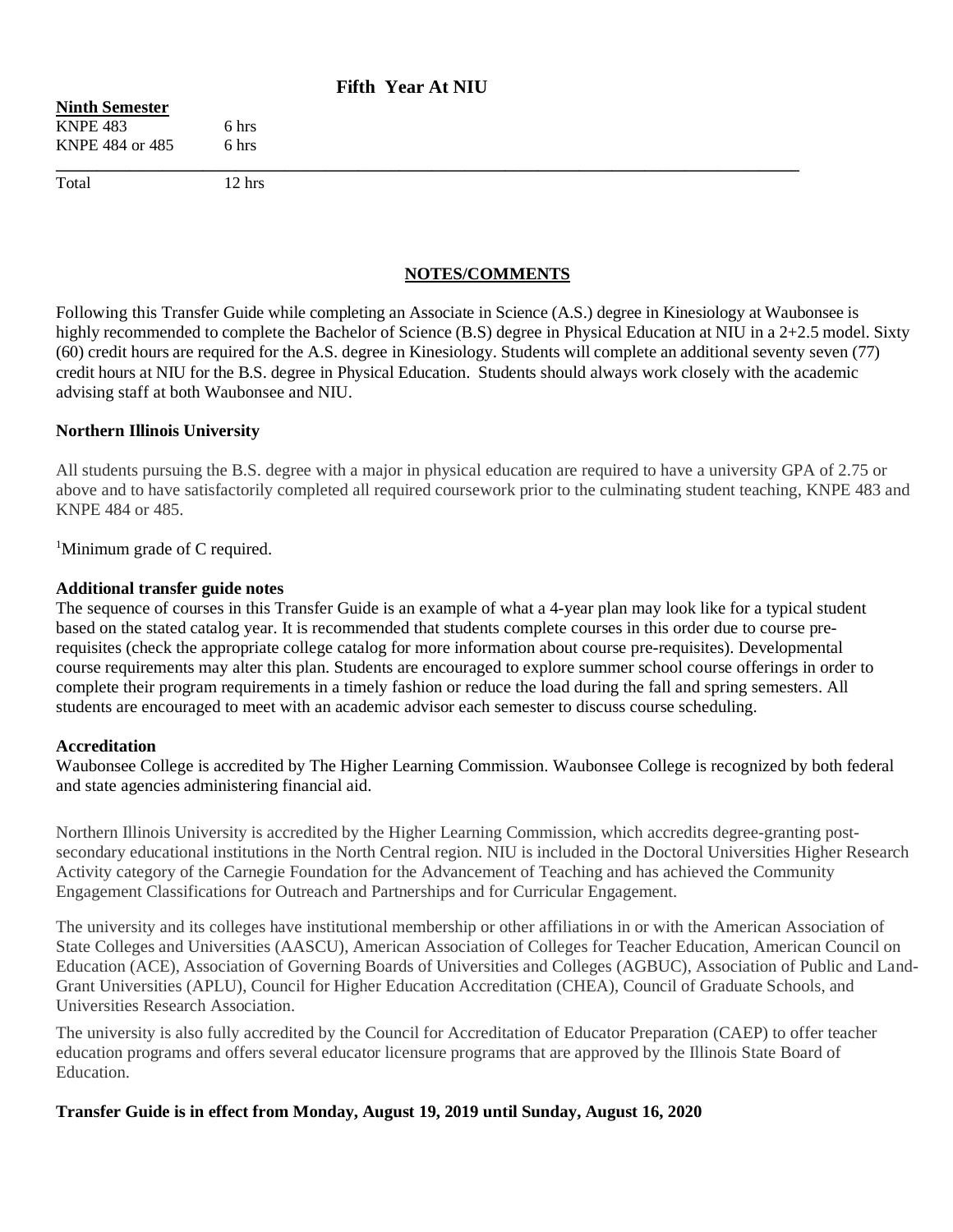## Fifth Year At NIU

| **Ninth Semester** | |
|---|---|
| KNPE 483 | 6 hrs |
| KNPE 484 or 485 | 6 hrs |
| Total | 12 hrs |

## NOTES/COMMENTS

Following this Transfer Guide while completing an Associate in Science (A.S.) degree in Kinesiology at Waubonsee is highly recommended to complete the Bachelor of Science (B.S) degree in Physical Education at NIU in a 2+2.5 model. Sixty (60) credit hours are required for the A.S. degree in Kinesiology. Students will complete an additional seventy seven (77) credit hours at NIU for the B.S. degree in Physical Education. Students should always work closely with the academic advising staff at both Waubonsee and NIU.

### Northern Illinois University

All students pursuing the B.S. degree with a major in physical education are required to have a university GPA of 2.75 or above and to have satisfactorily completed all required coursework prior to the culminating student teaching, KNPE 483 and KNPE 484 or 485.

[1]Minimum grade of C required.

### Additional transfer guide notes

The sequence of courses in this Transfer Guide is an example of what a 4-year plan may look like for a typical student based on the stated catalog year. It is recommended that students complete courses in this order due to course pre-requisites (check the appropriate college catalog for more information about course pre-requisites). Developmental course requirements may alter this plan. Students are encouraged to explore summer school course offerings in order to complete their program requirements in a timely fashion or reduce the load during the fall and spring semesters. All students are encouraged to meet with an academic advisor each semester to discuss course scheduling.

### Accreditation

Waubonsee College is accredited by The Higher Learning Commission. Waubonsee College is recognized by both federal and state agencies administering financial aid.

Northern Illinois University is accredited by the Higher Learning Commission, which accredits degree-granting post-secondary educational institutions in the North Central region. NIU is included in the Doctoral Universities Higher Research Activity category of the Carnegie Foundation for the Advancement of Teaching and has achieved the Community Engagement Classifications for Outreach and Partnerships and for Curricular Engagement.

The university and its colleges have institutional membership or other affiliations in or with the American Association of State Colleges and Universities (AASCU), American Association of Colleges for Teacher Education, American Council on Education (ACE), Association of Governing Boards of Universities and Colleges (AGBUC), Association of Public and Land-Grant Universities (APLU), Council for Higher Education Accreditation (CHEA), Council of Graduate Schools, and Universities Research Association.

The university is also fully accredited by the Council for Accreditation of Educator Preparation (CAEP) to offer teacher education programs and offers several educator licensure programs that are approved by the Illinois State Board of Education.

**Transfer Guide is in effect from Monday, August 19, 2019 until Sunday, August 16, 2020**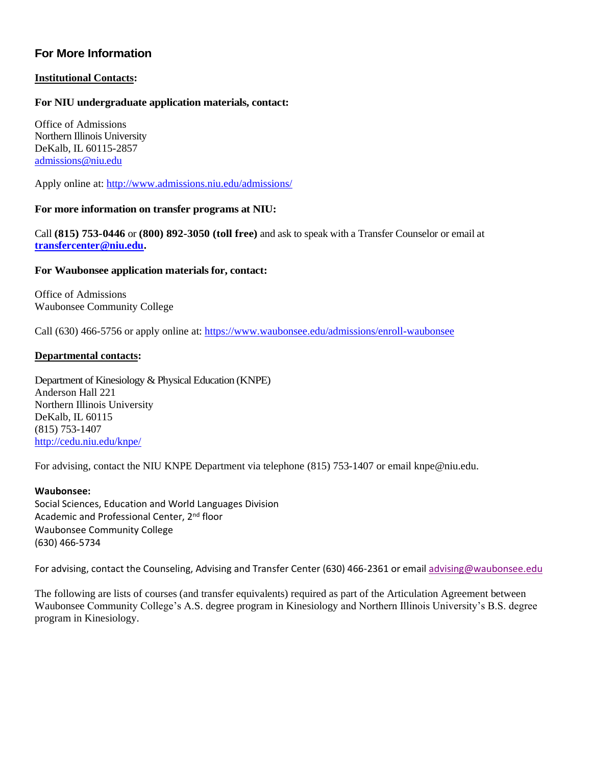## For More Information

**Institutional Contacts:**

**For NIU undergraduate application materials, contact:**

Office of Admissions
Northern Illinois University
DeKalb, IL 60115-2857
admissions@niu.edu

Apply online at: http://www.admissions.niu.edu/admissions/

**For more information on transfer programs at NIU:**

Call **(815) 753-0446** or **(800) 892-3050 (toll free)** and ask to speak with a Transfer Counselor or email at **transfercenter@niu.edu.**

**For Waubonsee application materials for, contact:**

Office of Admissions
Waubonsee Community College

Call (630) 466-5756 or apply online at: https://www.waubonsee.edu/admissions/enroll-waubonsee

**Departmental contacts:**

Department of Kinesiology & Physical Education (KNPE)
Anderson Hall 221
Northern Illinois University
DeKalb, IL 60115
(815) 753-1407
http://cedu.niu.edu/knpe/

For advising, contact the NIU KNPE Department via telephone (815) 753-1407 or email knpe@niu.edu.

**Waubonsee:**
Social Sciences, Education and World Languages Division
Academic and Professional Center, 2nd floor
Waubonsee Community College
(630) 466-5734

For advising, contact the Counseling, Advising and Transfer Center (630) 466-2361 or email advising@waubonsee.edu

The following are lists of courses (and transfer equivalents) required as part of the Articulation Agreement between Waubonsee Community College's A.S. degree program in Kinesiology and Northern Illinois University's B.S. degree program in Kinesiology.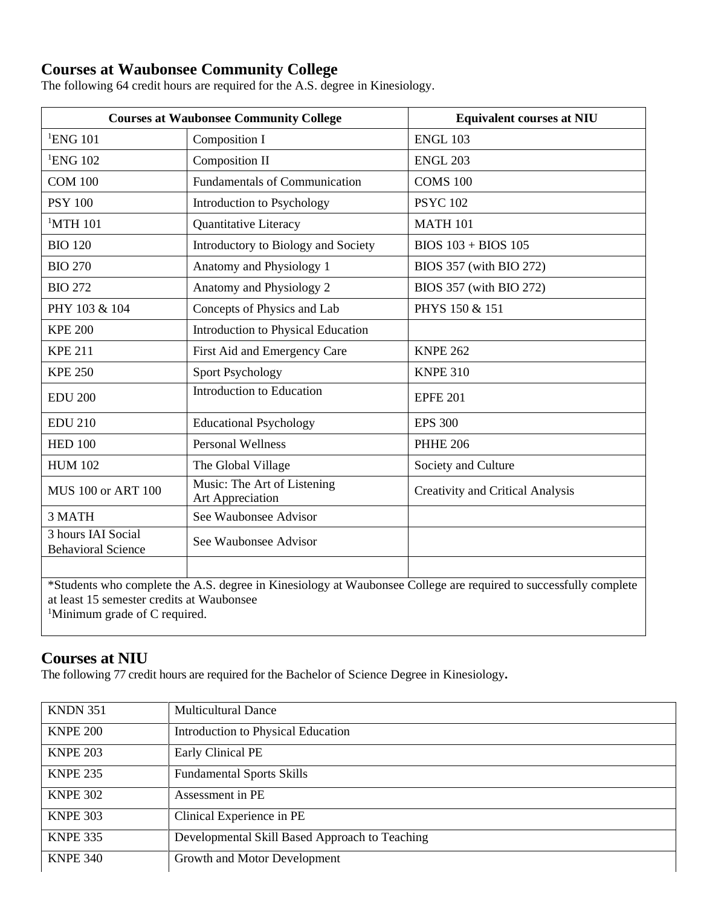## Courses at Waubonsee Community College

The following 64 credit hours are required for the A.S. degree in Kinesiology.

| Courses at Waubonsee Community College | | Equivalent courses at NIU |
|---|---|---|
| [1]ENG 101 | Composition I | ENGL 103 |
| [1]ENG 102 | Composition II | ENGL 203 |
| COM 100 | Fundamentals of Communication | COMS 100 |
| PSY 100 | Introduction to Psychology | PSYC 102 |
| [1]MTH 101 | Quantitative Literacy | MATH 101 |
| BIO 120 | Introductory to Biology and Society | BIOS 103 + BIOS 105 |
| BIO 270 | Anatomy and Physiology 1 | BIOS 357 (with BIO 272) |
| BIO 272 | Anatomy and Physiology 2 | BIOS 357 (with BIO 272) |
| PHY 103 & 104 | Concepts of Physics and Lab | PHYS 150 & 151 |
| KPE 200 | Introduction to Physical Education | |
| KPE 211 | First Aid and Emergency Care | KNPE 262 |
| KPE 250 | Sport Psychology | KNPE 310 |
| EDU 200 | Introduction to Education | EPFE 201 |
| EDU 210 | Educational Psychology | EPS 300 |
| HED 100 | Personal Wellness | PHHE 206 |
| HUM 102 | The Global Village | Society and Culture |
| MUS 100 or ART 100 | Music: The Art of Listening<br>Art Appreciation | Creativity and Critical Analysis |
| 3 MATH | See Waubonsee Advisor | |
| 3 hours IAI Social Behavioral Science | See Waubonsee Advisor | |
| | | |

*Students who complete the A.S. degree in Kinesiology at Waubonsee College are required to successfully complete at least 15 semester credits at Waubonsee

[1]Minimum grade of C required.

## Courses at NIU

The following 77 credit hours are required for the Bachelor of Science Degree in Kinesiology**.**

| | |
|---|---|
| KNDN 351 | Multicultural Dance |
| KNPE 200 | Introduction to Physical Education |
| KNPE 203 | Early Clinical PE |
| KNPE 235 | Fundamental Sports Skills |
| KNPE 302 | Assessment in PE |
| KNPE 303 | Clinical Experience in PE |
| KNPE 335 | Developmental Skill Based Approach to Teaching |
| KNPE 340 | Growth and Motor Development |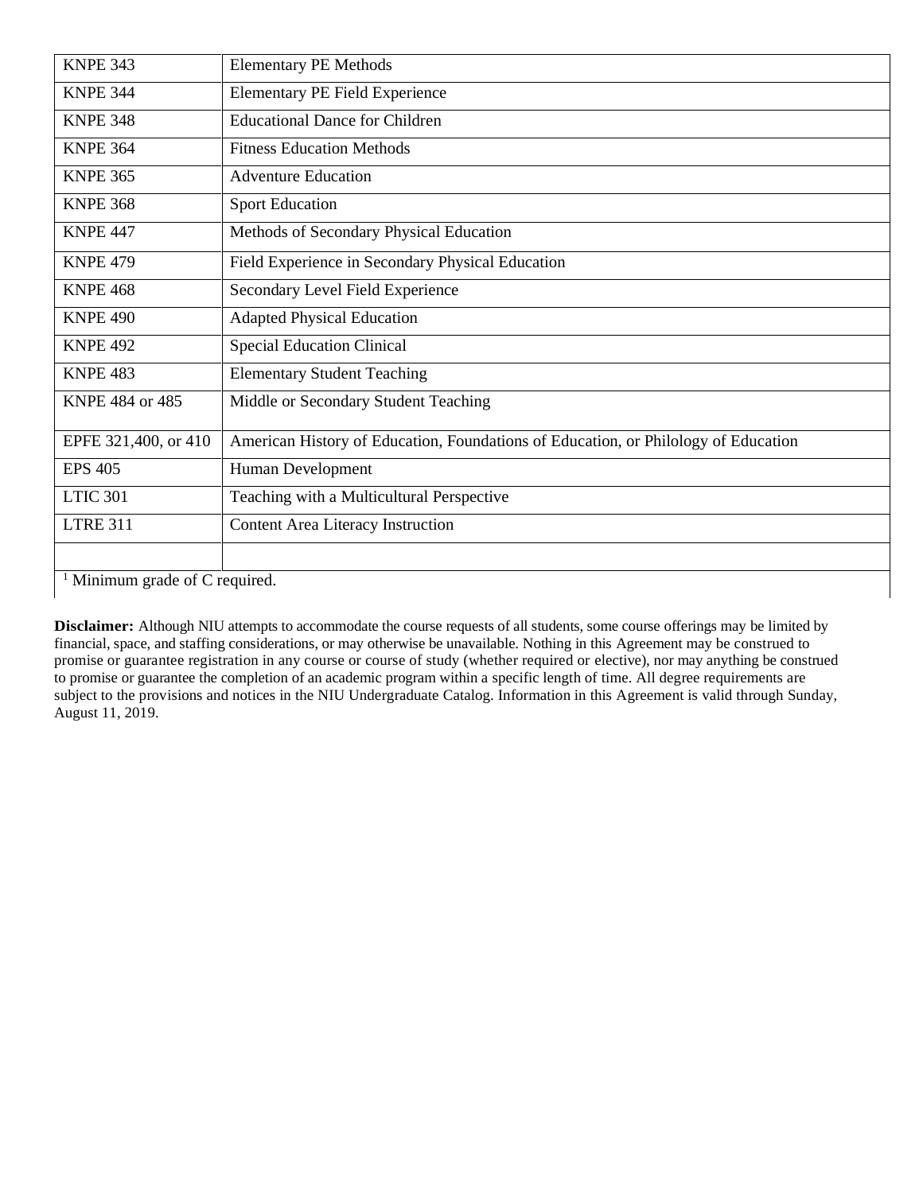| | |
|---|---|
| KNPE 343 | Elementary PE Methods |
| KNPE 344 | Elementary PE Field Experience |
| KNPE 348 | Educational Dance for Children |
| KNPE 364 | Fitness Education Methods |
| KNPE 365 | Adventure Education |
| KNPE 368 | Sport Education |
| KNPE 447 | Methods of Secondary Physical Education |
| KNPE 479 | Field Experience in Secondary Physical Education |
| KNPE 468 | Secondary Level Field Experience |
| KNPE 490 | Adapted Physical Education |
| KNPE 492 | Special Education Clinical |
| KNPE 483 | Elementary Student Teaching |
| KNPE 484 or 485 | Middle or Secondary Student Teaching |
| EPFE 321,400, or 410 | American History of Education, Foundations of Education, or Philology of Education |
| EPS 405 | Human Development |
| LTIC 301 | Teaching with a Multicultural Perspective |
| LTRE 311 | Content Area Literacy Instruction |
| | |

[1] Minimum grade of C required.

**Disclaimer:** Although NIU attempts to accommodate the course requests of all students, some course offerings may be limited by financial, space, and staffing considerations, or may otherwise be unavailable. Nothing in this Agreement may be construed to promise or guarantee registration in any course or course of study (whether required or elective), nor may anything be construed to promise or guarantee the completion of an academic program within a specific length of time. All degree requirements are subject to the provisions and notices in the NIU Undergraduate Catalog. Information in this Agreement is valid through Sunday, August 11, 2019.